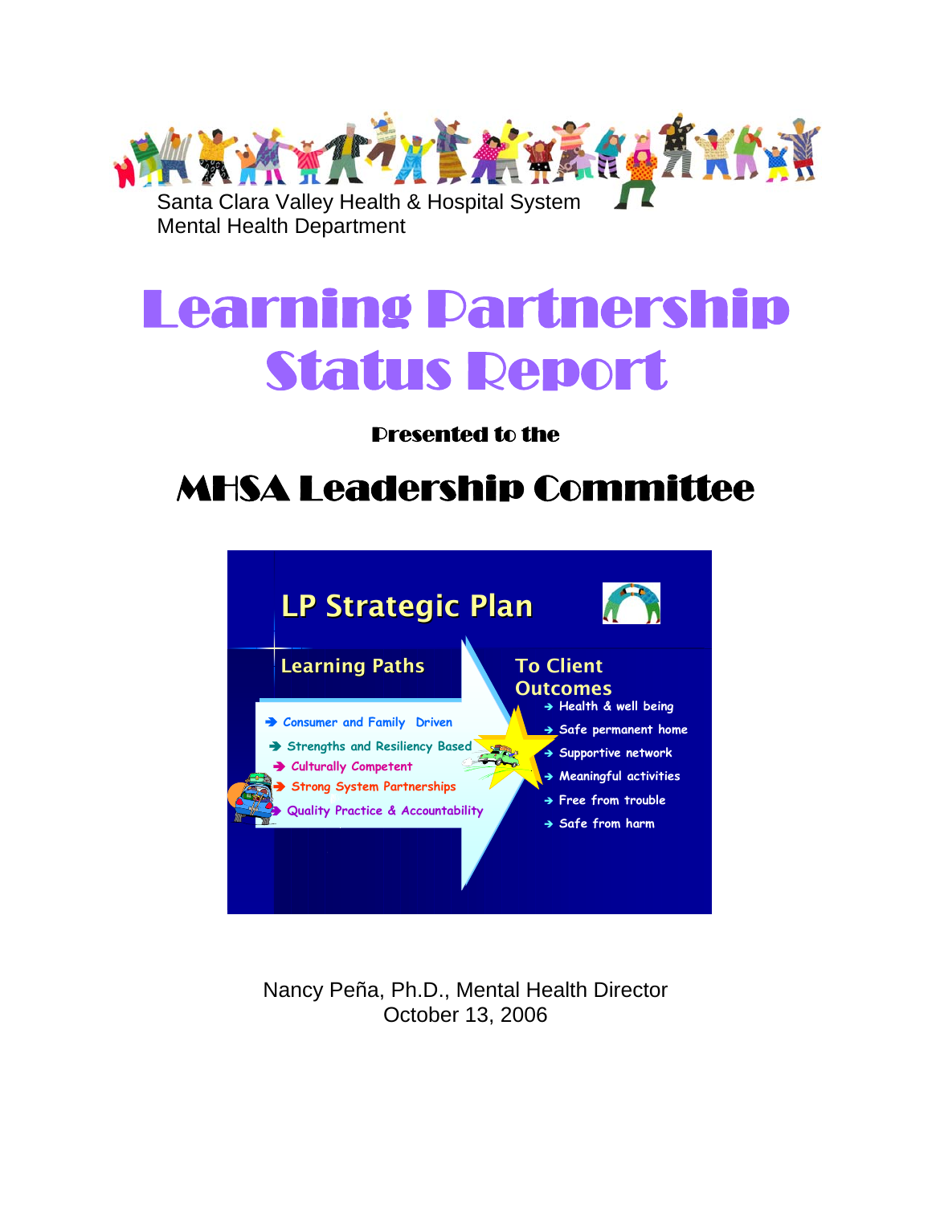Santa Clara Valley Health & Hospital System
Mental Health Department

# Learning Partnership Status Report

**Presented to the**

## MHSA Leadership Committee

**LP Strategic Plan**

**Learning Paths**

- Consumer and Family Driven
- Strengths and Resiliency Based
- Culturally Competent
- Strong System Partnerships
- Quality Practice & Accountability

**To Client Outcomes**

- Health & well being
- Safe permanent home
- Supportive network
- Meaningful activities
- Free from trouble
- Safe from harm

Nancy Peña, Ph.D., Mental Health Director
October 13, 2006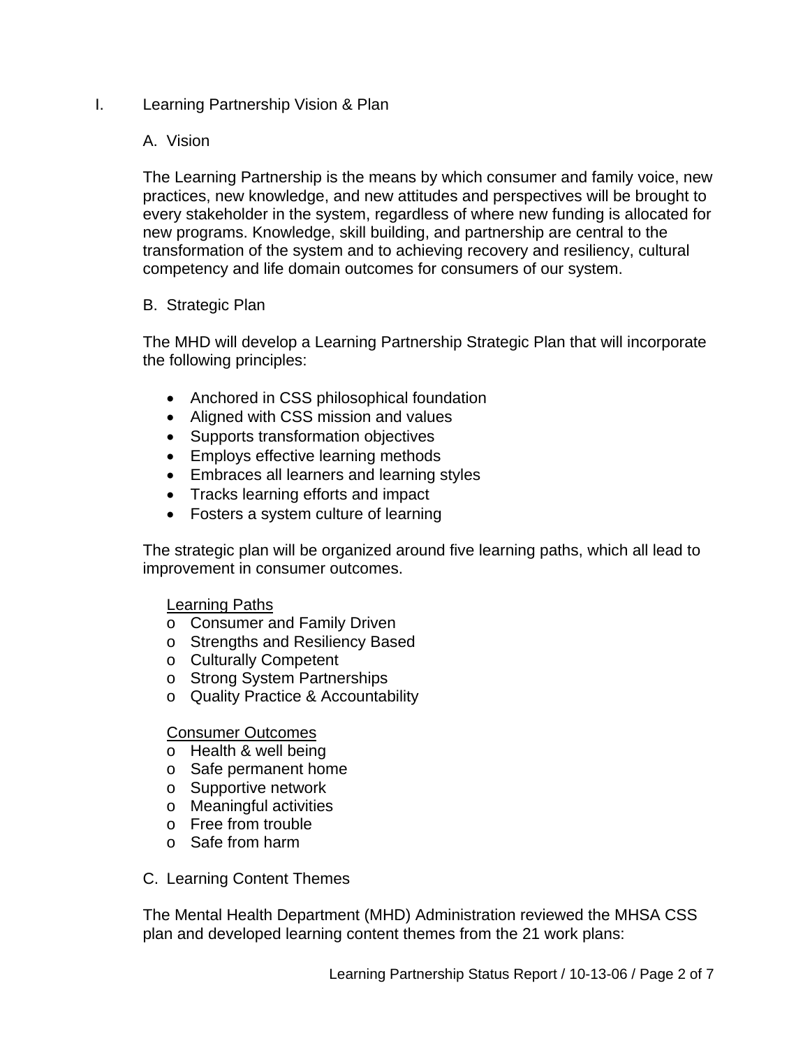# I. Learning Partnership Vision & Plan

## A. Vision

The Learning Partnership is the means by which consumer and family voice, new practices, new knowledge, and new attitudes and perspectives will be brought to every stakeholder in the system, regardless of where new funding is allocated for new programs. Knowledge, skill building, and partnership are central to the transformation of the system and to achieving recovery and resiliency, cultural competency and life domain outcomes for consumers of our system.

## B. Strategic Plan

The MHD will develop a Learning Partnership Strategic Plan that will incorporate the following principles:

- Anchored in CSS philosophical foundation
- Aligned with CSS mission and values
- Supports transformation objectives
- Employs effective learning methods
- Embraces all learners and learning styles
- Tracks learning efforts and impact
- Fosters a system culture of learning

The strategic plan will be organized around five learning paths, which all lead to improvement in consumer outcomes.

<u>Learning Paths</u>

- Consumer and Family Driven
- Strengths and Resiliency Based
- Culturally Competent
- Strong System Partnerships
- Quality Practice & Accountability

<u>Consumer Outcomes</u>

- Health & well being
- Safe permanent home
- Supportive network
- Meaningful activities
- Free from trouble
- Safe from harm

## C. Learning Content Themes

The Mental Health Department (MHD) Administration reviewed the MHSA CSS plan and developed learning content themes from the 21 work plans: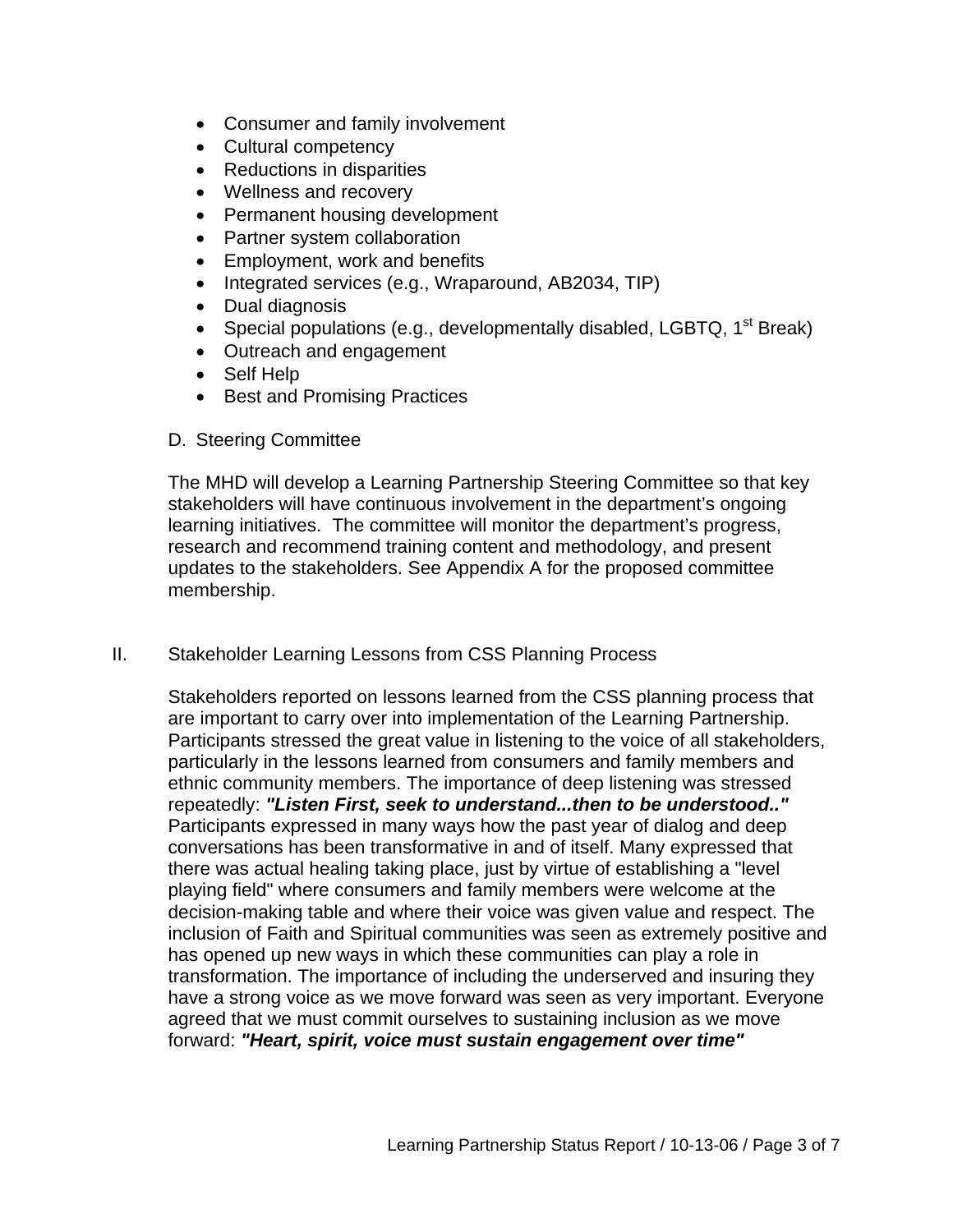- Consumer and family involvement
- Cultural competency
- Reductions in disparities
- Wellness and recovery
- Permanent housing development
- Partner system collaboration
- Employment, work and benefits
- Integrated services (e.g., Wraparound, AB2034, TIP)
- Dual diagnosis
- Special populations (e.g., developmentally disabled, LGBTQ, 1st Break)
- Outreach and engagement
- Self Help
- Best and Promising Practices

### D. Steering Committee

The MHD will develop a Learning Partnership Steering Committee so that key stakeholders will have continuous involvement in the department's ongoing learning initiatives. The committee will monitor the department's progress, research and recommend training content and methodology, and present updates to the stakeholders. See Appendix A for the proposed committee membership.

## II. Stakeholder Learning Lessons from CSS Planning Process

Stakeholders reported on lessons learned from the CSS planning process that are important to carry over into implementation of the Learning Partnership. Participants stressed the great value in listening to the voice of all stakeholders, particularly in the lessons learned from consumers and family members and ethnic community members. The importance of deep listening was stressed repeatedly: ***"Listen First, seek to understand...then to be understood.."*** Participants expressed in many ways how the past year of dialog and deep conversations has been transformative in and of itself. Many expressed that there was actual healing taking place, just by virtue of establishing a "level playing field" where consumers and family members were welcome at the decision-making table and where their voice was given value and respect. The inclusion of Faith and Spiritual communities was seen as extremely positive and has opened up new ways in which these communities can play a role in transformation. The importance of including the underserved and insuring they have a strong voice as we move forward was seen as very important. Everyone agreed that we must commit ourselves to sustaining inclusion as we move forward: ***"Heart, spirit, voice must sustain engagement over time"***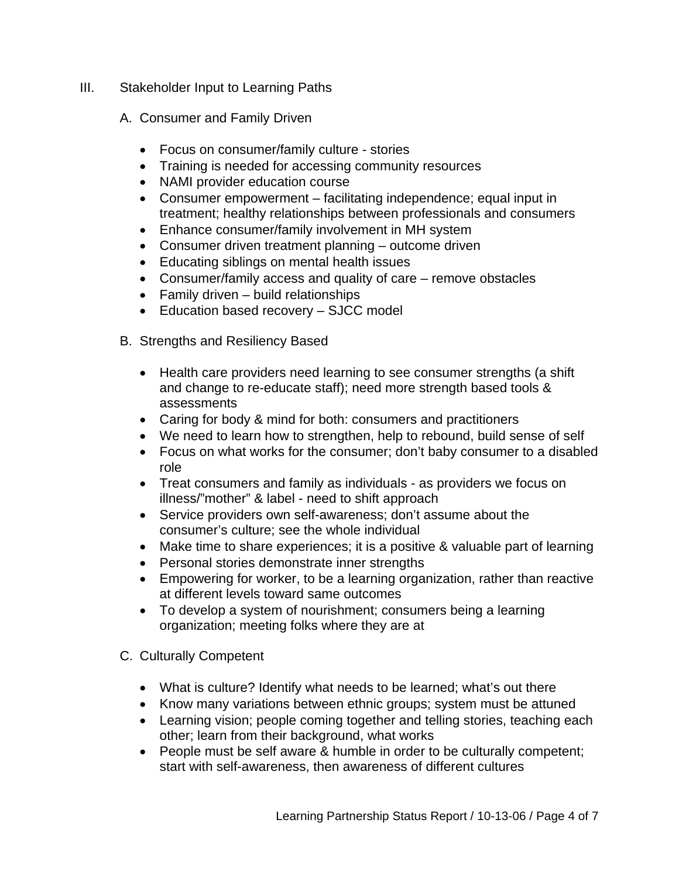## III. Stakeholder Input to Learning Paths

### A. Consumer and Family Driven

- Focus on consumer/family culture - stories
- Training is needed for accessing community resources
- NAMI provider education course
- Consumer empowerment – facilitating independence; equal input in treatment; healthy relationships between professionals and consumers
- Enhance consumer/family involvement in MH system
- Consumer driven treatment planning – outcome driven
- Educating siblings on mental health issues
- Consumer/family access and quality of care – remove obstacles
- Family driven – build relationships
- Education based recovery – SJCC model

### B. Strengths and Resiliency Based

- Health care providers need learning to see consumer strengths (a shift and change to re-educate staff); need more strength based tools & assessments
- Caring for body & mind for both: consumers and practitioners
- We need to learn how to strengthen, help to rebound, build sense of self
- Focus on what works for the consumer; don't baby consumer to a disabled role
- Treat consumers and family as individuals - as providers we focus on illness/"mother" & label - need to shift approach
- Service providers own self-awareness; don't assume about the consumer's culture; see the whole individual
- Make time to share experiences; it is a positive & valuable part of learning
- Personal stories demonstrate inner strengths
- Empowering for worker, to be a learning organization, rather than reactive at different levels toward same outcomes
- To develop a system of nourishment; consumers being a learning organization; meeting folks where they are at

### C. Culturally Competent

- What is culture? Identify what needs to be learned; what's out there
- Know many variations between ethnic groups; system must be attuned
- Learning vision; people coming together and telling stories, teaching each other; learn from their background, what works
- People must be self aware & humble in order to be culturally competent; start with self-awareness, then awareness of different cultures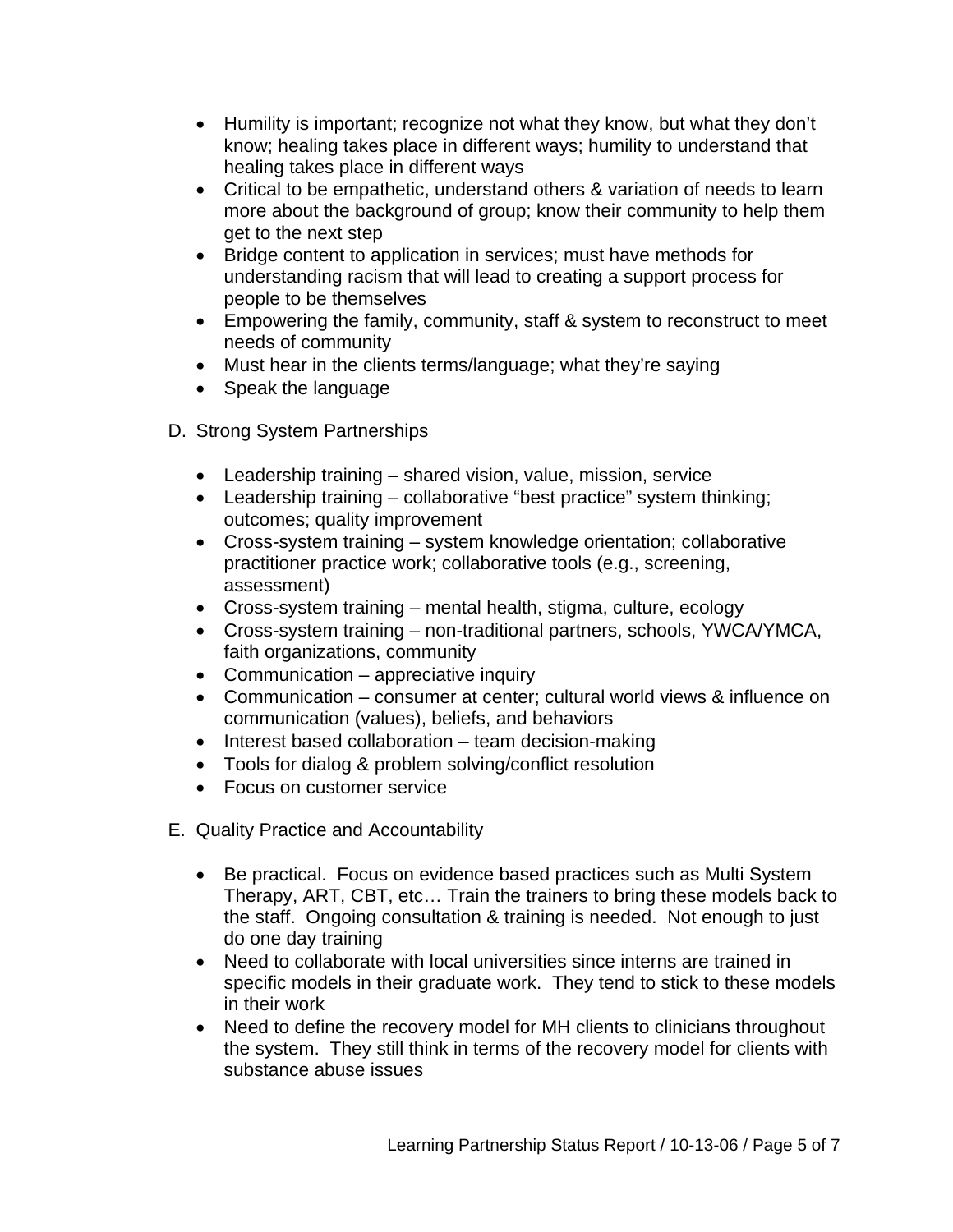- Humility is important; recognize not what they know, but what they don't know; healing takes place in different ways; humility to understand that healing takes place in different ways
- Critical to be empathetic, understand others & variation of needs to learn more about the background of group; know their community to help them get to the next step
- Bridge content to application in services; must have methods for understanding racism that will lead to creating a support process for people to be themselves
- Empowering the family, community, staff & system to reconstruct to meet needs of community
- Must hear in the clients terms/language; what they're saying
- Speak the language

D. Strong System Partnerships

- Leadership training – shared vision, value, mission, service
- Leadership training – collaborative "best practice" system thinking; outcomes; quality improvement
- Cross-system training – system knowledge orientation; collaborative practitioner practice work; collaborative tools (e.g., screening, assessment)
- Cross-system training – mental health, stigma, culture, ecology
- Cross-system training – non-traditional partners, schools, YWCA/YMCA, faith organizations, community
- Communication – appreciative inquiry
- Communication – consumer at center; cultural world views & influence on communication (values), beliefs, and behaviors
- Interest based collaboration – team decision-making
- Tools for dialog & problem solving/conflict resolution
- Focus on customer service

E. Quality Practice and Accountability

- Be practical. Focus on evidence based practices such as Multi System Therapy, ART, CBT, etc… Train the trainers to bring these models back to the staff. Ongoing consultation & training is needed. Not enough to just do one day training
- Need to collaborate with local universities since interns are trained in specific models in their graduate work. They tend to stick to these models in their work
- Need to define the recovery model for MH clients to clinicians throughout the system. They still think in terms of the recovery model for clients with substance abuse issues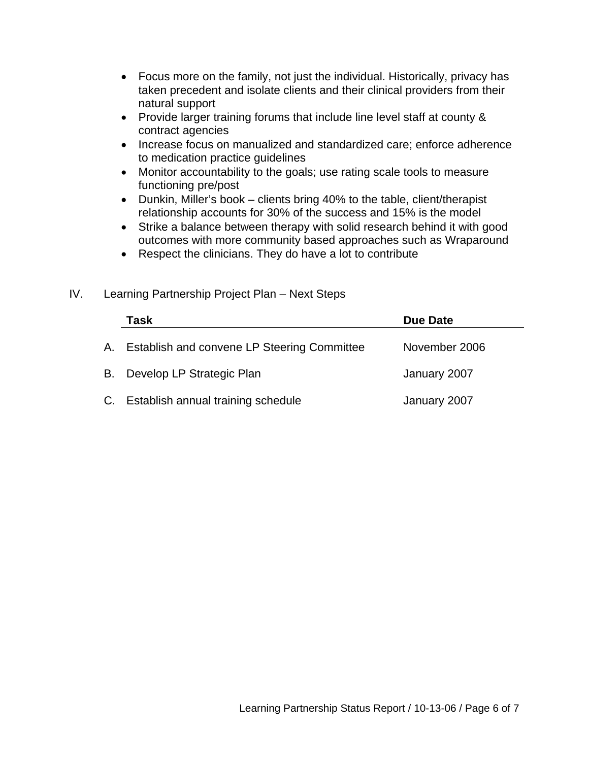- Focus more on the family, not just the individual. Historically, privacy has taken precedent and isolate clients and their clinical providers from their natural support
- Provide larger training forums that include line level staff at county & contract agencies
- Increase focus on manualized and standardized care; enforce adherence to medication practice guidelines
- Monitor accountability to the goals; use rating scale tools to measure functioning pre/post
- Dunkin, Miller's book – clients bring 40% to the table, client/therapist relationship accounts for 30% of the success and 15% is the model
- Strike a balance between therapy with solid research behind it with good outcomes with more community based approaches such as Wraparound
- Respect the clinicians. They do have a lot to contribute

## IV. Learning Partnership Project Plan – Next Steps

| | Task | Due Date |
|---|---|---|
| A. | Establish and convene LP Steering Committee | November 2006 |
| B. | Develop LP Strategic Plan | January 2007 |
| C. | Establish annual training schedule | January 2007 |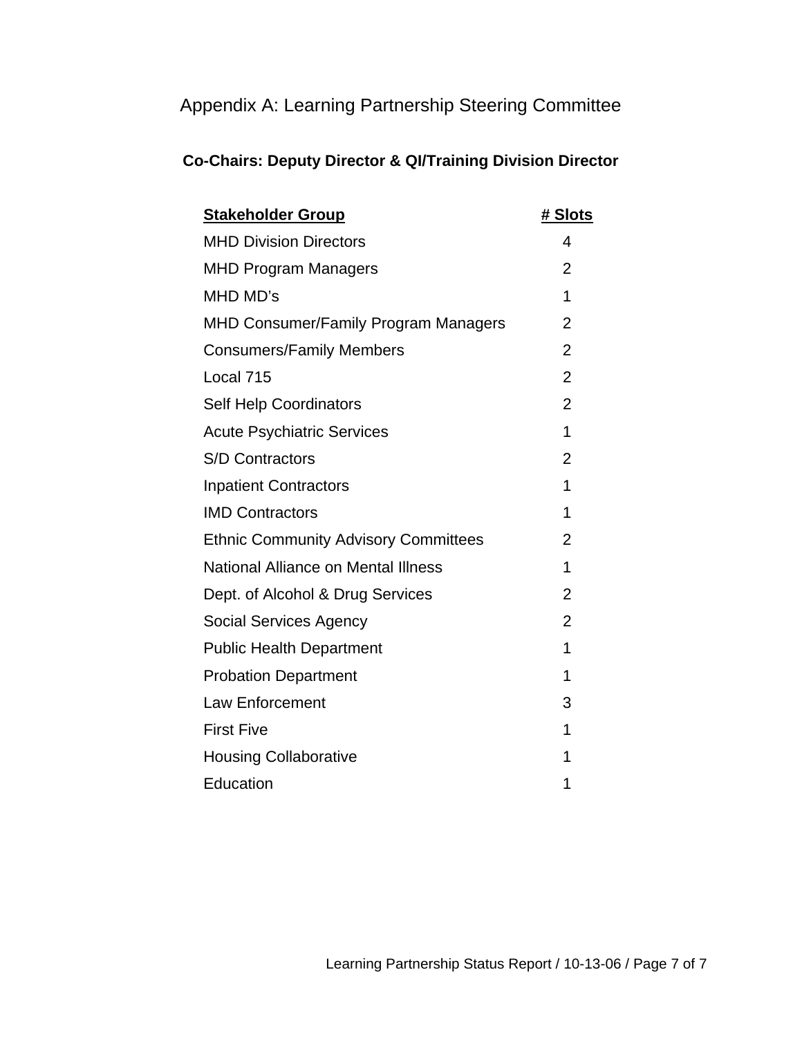# Appendix A: Learning Partnership Steering Committee

**Co-Chairs: Deputy Director & QI/Training Division Director**

| Stakeholder Group | # Slots |
|---|---|
| MHD Division Directors | 4 |
| MHD Program Managers | 2 |
| MHD MD's | 1 |
| MHD Consumer/Family Program Managers | 2 |
| Consumers/Family Members | 2 |
| Local 715 | 2 |
| Self Help Coordinators | 2 |
| Acute Psychiatric Services | 1 |
| S/D Contractors | 2 |
| Inpatient Contractors | 1 |
| IMD Contractors | 1 |
| Ethnic Community Advisory Committees | 2 |
| National Alliance on Mental Illness | 1 |
| Dept. of Alcohol & Drug Services | 2 |
| Social Services Agency | 2 |
| Public Health Department | 1 |
| Probation Department | 1 |
| Law Enforcement | 3 |
| First Five | 1 |
| Housing Collaborative | 1 |
| Education | 1 |